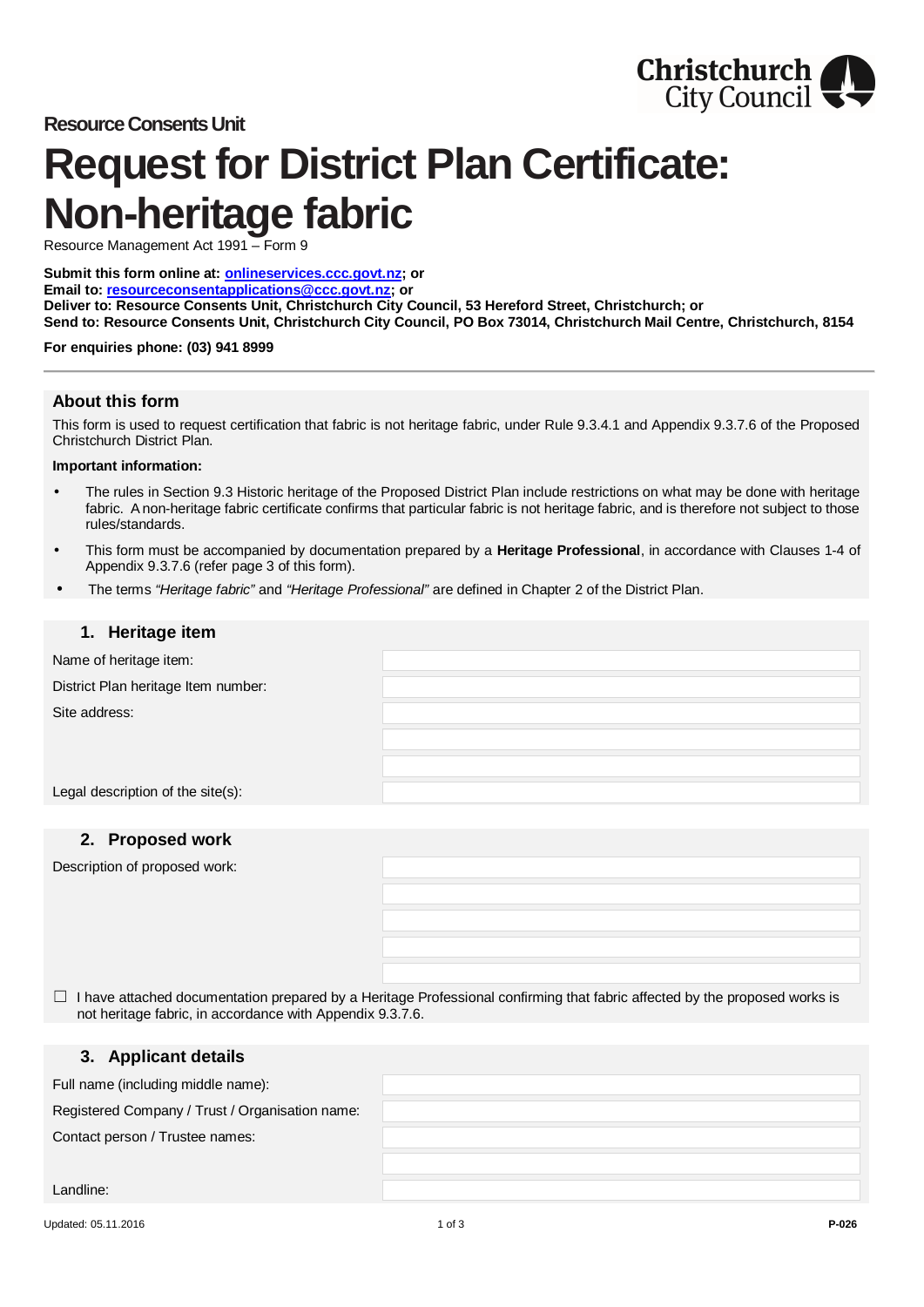Christchurch City Council

Resource Consents Unit

# Request for District Plan Certificate: Non-heritage fabric

Resource Management Act 1991 – Form 9

**Submit this form online at: onlineservices.ccc.govt.nz; or**
**Email to: resourceconsentapplications@ccc.govt.nz; or**
**Deliver to: Resource Consents Unit, Christchurch City Council, 53 Hereford Street, Christchurch; or**
**Send to: Resource Consents Unit, Christchurch City Council, PO Box 73014, Christchurch Mail Centre, Christchurch, 8154**

**For enquiries phone: (03) 941 8999**

## About this form

This form is used to request certification that fabric is not heritage fabric, under Rule 9.3.4.1 and Appendix 9.3.7.6 of the Proposed Christchurch District Plan.

**Important information:**

- The rules in Section 9.3 Historic heritage of the Proposed District Plan include restrictions on what may be done with heritage fabric. A non-heritage fabric certificate confirms that particular fabric is not heritage fabric, and is therefore not subject to those rules/standards.
- This form must be accompanied by documentation prepared by a **Heritage Professional**, in accordance with Clauses 1-4 of Appendix 9.3.7.6 (refer page 3 of this form).
- The terms *"Heritage fabric"* and *"Heritage Professional"* are defined in Chapter 2 of the District Plan.

## 1. Heritage item

Name of heritage item:

District Plan heritage Item number:

Site address:

Legal description of the site(s):

## 2. Proposed work

Description of proposed work:

☐ I have attached documentation prepared by a Heritage Professional confirming that fabric affected by the proposed works is not heritage fabric, in accordance with Appendix 9.3.7.6.

## 3. Applicant details

Full name (including middle name):

Registered Company / Trust / Organisation name:

Contact person / Trustee names:

Landline: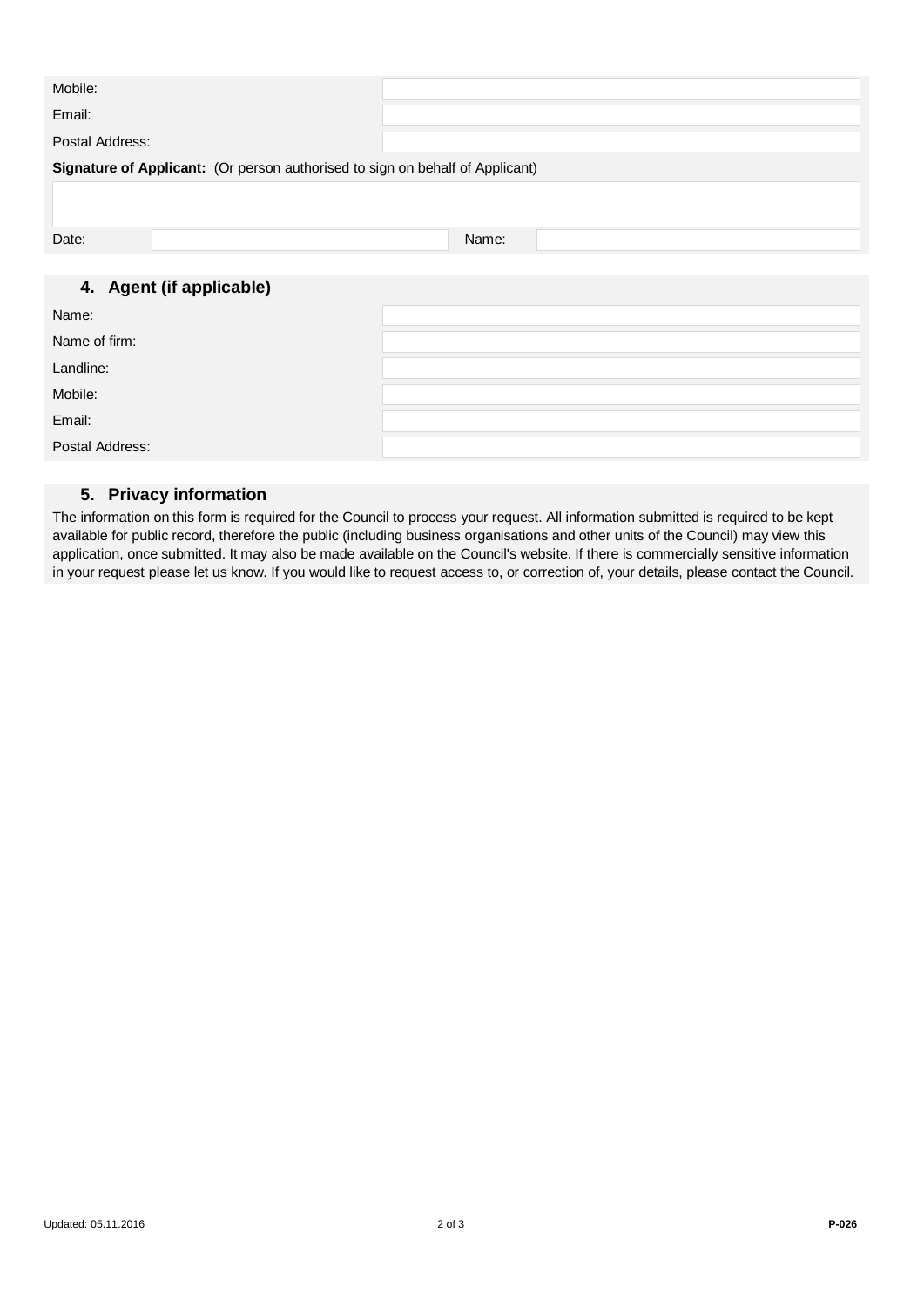| | |
|---|---|
| Mobile: | |
| Email: | |
| Postal Address: | |

**Signature of Applicant:** (Or person authorised to sign on behalf of Applicant)

| | | | |
|---|---|---|---|
| Date: | | Name: | |

## 4. Agent (if applicable)

| | |
|---|---|
| Name: | |
| Name of firm: | |
| Landline: | |
| Mobile: | |
| Email: | |
| Postal Address: | |

## 5. Privacy information

The information on this form is required for the Council to process your request. All information submitted is required to be kept available for public record, therefore the public (including business organisations and other units of the Council) may view this application, once submitted. It may also be made available on the Council's website. If there is commercially sensitive information in your request please let us know. If you would like to request access to, or correction of, your details, please contact the Council.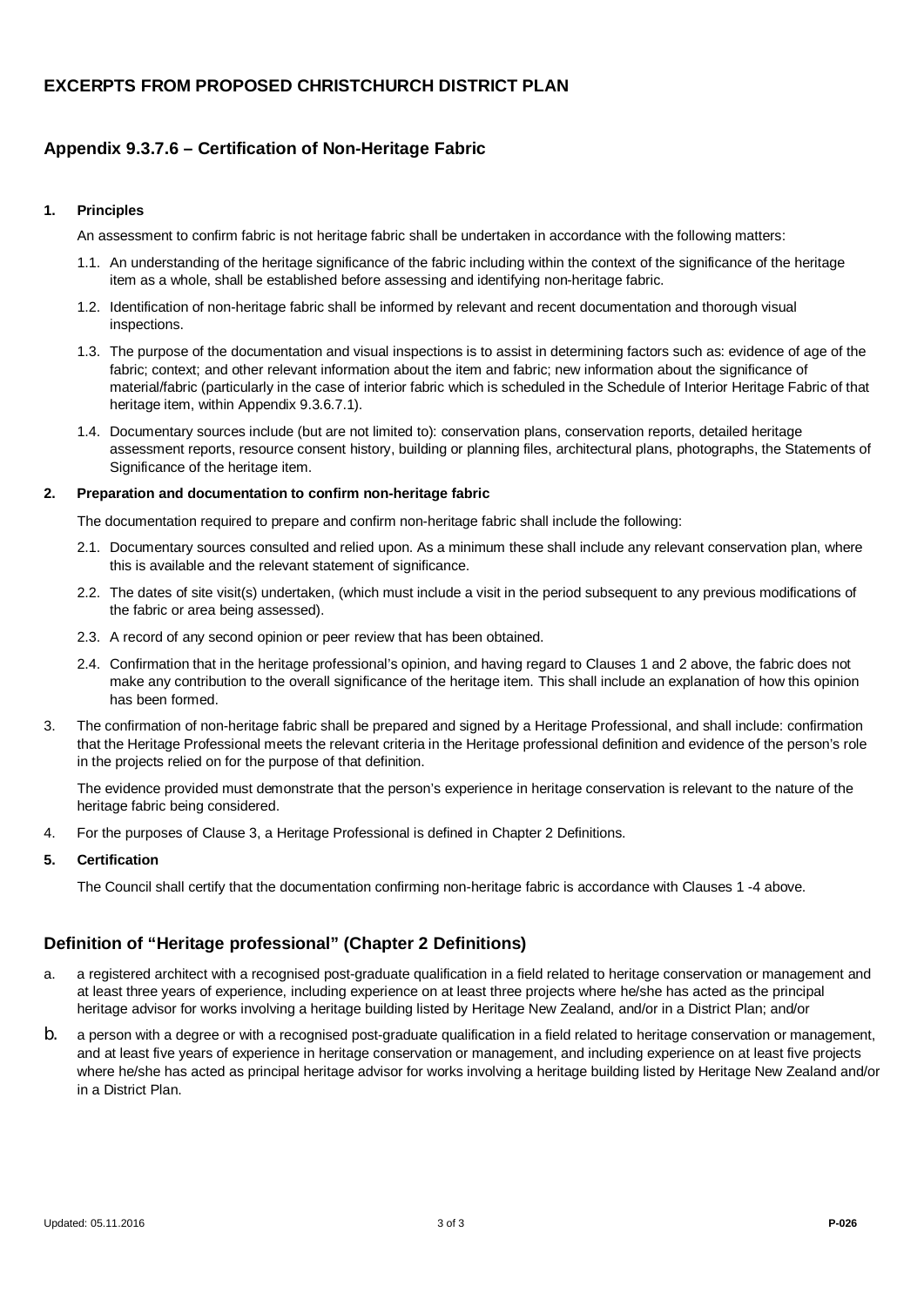# EXCERPTS FROM PROPOSED CHRISTCHURCH DISTRICT PLAN

## Appendix 9.3.7.6 – Certification of Non-Heritage Fabric

**1. Principles**

An assessment to confirm fabric is not heritage fabric shall be undertaken in accordance with the following matters:

1.1. An understanding of the heritage significance of the fabric including within the context of the significance of the heritage item as a whole, shall be established before assessing and identifying non-heritage fabric.

1.2. Identification of non-heritage fabric shall be informed by relevant and recent documentation and thorough visual inspections.

1.3. The purpose of the documentation and visual inspections is to assist in determining factors such as: evidence of age of the fabric; context; and other relevant information about the item and fabric; new information about the significance of material/fabric (particularly in the case of interior fabric which is scheduled in the Schedule of Interior Heritage Fabric of that heritage item, within Appendix 9.3.6.7.1).

1.4. Documentary sources include (but are not limited to): conservation plans, conservation reports, detailed heritage assessment reports, resource consent history, building or planning files, architectural plans, photographs, the Statements of Significance of the heritage item.

**2. Preparation and documentation to confirm non-heritage fabric**

The documentation required to prepare and confirm non-heritage fabric shall include the following:

2.1. Documentary sources consulted and relied upon. As a minimum these shall include any relevant conservation plan, where this is available and the relevant statement of significance.

2.2. The dates of site visit(s) undertaken, (which must include a visit in the period subsequent to any previous modifications of the fabric or area being assessed).

2.3. A record of any second opinion or peer review that has been obtained.

2.4. Confirmation that in the heritage professional's opinion, and having regard to Clauses 1 and 2 above, the fabric does not make any contribution to the overall significance of the heritage item. This shall include an explanation of how this opinion has been formed.

3. The confirmation of non-heritage fabric shall be prepared and signed by a Heritage Professional, and shall include: confirmation that the Heritage Professional meets the relevant criteria in the Heritage professional definition and evidence of the person's role in the projects relied on for the purpose of that definition.

The evidence provided must demonstrate that the person's experience in heritage conservation is relevant to the nature of the heritage fabric being considered.

4. For the purposes of Clause 3, a Heritage Professional is defined in Chapter 2 Definitions.

**5. Certification**

The Council shall certify that the documentation confirming non-heritage fabric is accordance with Clauses 1 -4 above.

## Definition of "Heritage professional" (Chapter 2 Definitions)

a. a registered architect with a recognised post-graduate qualification in a field related to heritage conservation or management and at least three years of experience, including experience on at least three projects where he/she has acted as the principal heritage advisor for works involving a heritage building listed by Heritage New Zealand, and/or in a District Plan; and/or

b. a person with a degree or with a recognised post-graduate qualification in a field related to heritage conservation or management, and at least five years of experience in heritage conservation or management, and including experience on at least five projects where he/she has acted as principal heritage advisor for works involving a heritage building listed by Heritage New Zealand and/or in a District Plan.